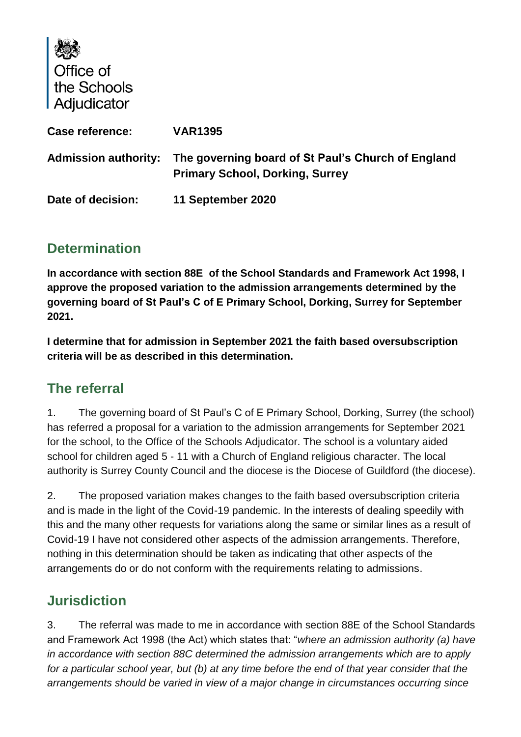Office of the Schools Adjudicator

| | |
|---|---|
| **Case reference:** | **VAR1395** |
| **Admission authority:** | **The governing board of St Paul's Church of England Primary School, Dorking, Surrey** |
| **Date of decision:** | **11 September 2020** |

## Determination

**In accordance with section 88E of the School Standards and Framework Act 1998, I approve the proposed variation to the admission arrangements determined by the governing board of St Paul's C of E Primary School, Dorking, Surrey for September 2021.**

**I determine that for admission in September 2021 the faith based oversubscription criteria will be as described in this determination.**

## The referral

1. The governing board of St Paul's C of E Primary School, Dorking, Surrey (the school) has referred a proposal for a variation to the admission arrangements for September 2021 for the school, to the Office of the Schools Adjudicator. The school is a voluntary aided school for children aged 5 - 11 with a Church of England religious character. The local authority is Surrey County Council and the diocese is the Diocese of Guildford (the diocese).

2. The proposed variation makes changes to the faith based oversubscription criteria and is made in the light of the Covid-19 pandemic. In the interests of dealing speedily with this and the many other requests for variations along the same or similar lines as a result of Covid-19 I have not considered other aspects of the admission arrangements. Therefore, nothing in this determination should be taken as indicating that other aspects of the arrangements do or do not conform with the requirements relating to admissions.

## Jurisdiction

3. The referral was made to me in accordance with section 88E of the School Standards and Framework Act 1998 (the Act) which states that: "*where an admission authority (a) have in accordance with section 88C determined the admission arrangements which are to apply for a particular school year, but (b) at any time before the end of that year consider that the arrangements should be varied in view of a major change in circumstances occurring since*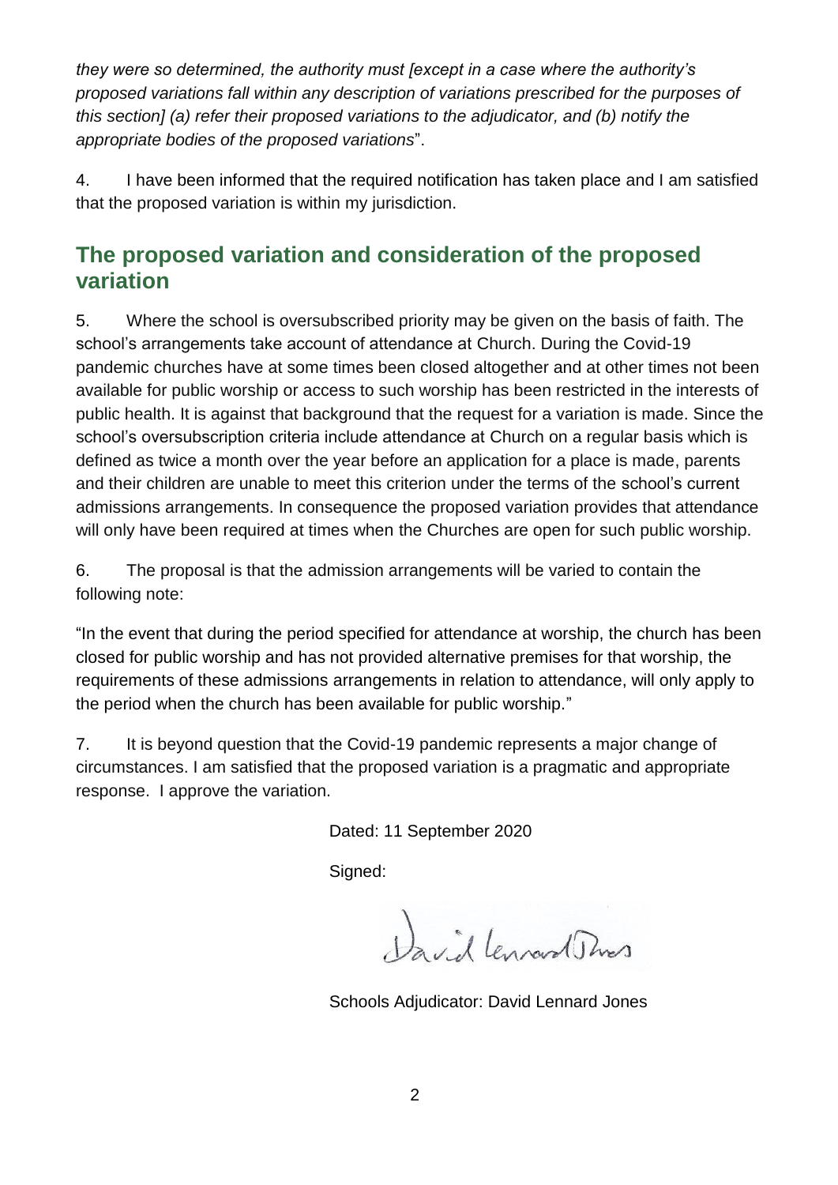*they were so determined, the authority must [except in a case where the authority's proposed variations fall within any description of variations prescribed for the purposes of this section] (a) refer their proposed variations to the adjudicator, and (b) notify the appropriate bodies of the proposed variations*".

4. I have been informed that the required notification has taken place and I am satisfied that the proposed variation is within my jurisdiction.

## The proposed variation and consideration of the proposed variation

5. Where the school is oversubscribed priority may be given on the basis of faith. The school's arrangements take account of attendance at Church. During the Covid-19 pandemic churches have at some times been closed altogether and at other times not been available for public worship or access to such worship has been restricted in the interests of public health. It is against that background that the request for a variation is made. Since the school's oversubscription criteria include attendance at Church on a regular basis which is defined as twice a month over the year before an application for a place is made, parents and their children are unable to meet this criterion under the terms of the school's current admissions arrangements. In consequence the proposed variation provides that attendance will only have been required at times when the Churches are open for such public worship.

6. The proposal is that the admission arrangements will be varied to contain the following note:

"In the event that during the period specified for attendance at worship, the church has been closed for public worship and has not provided alternative premises for that worship, the requirements of these admissions arrangements in relation to attendance, will only apply to the period when the church has been available for public worship."

7. It is beyond question that the Covid-19 pandemic represents a major change of circumstances. I am satisfied that the proposed variation is a pragmatic and appropriate response. I approve the variation.

Dated: 11 September 2020

Signed:

Schools Adjudicator: David Lennard Jones